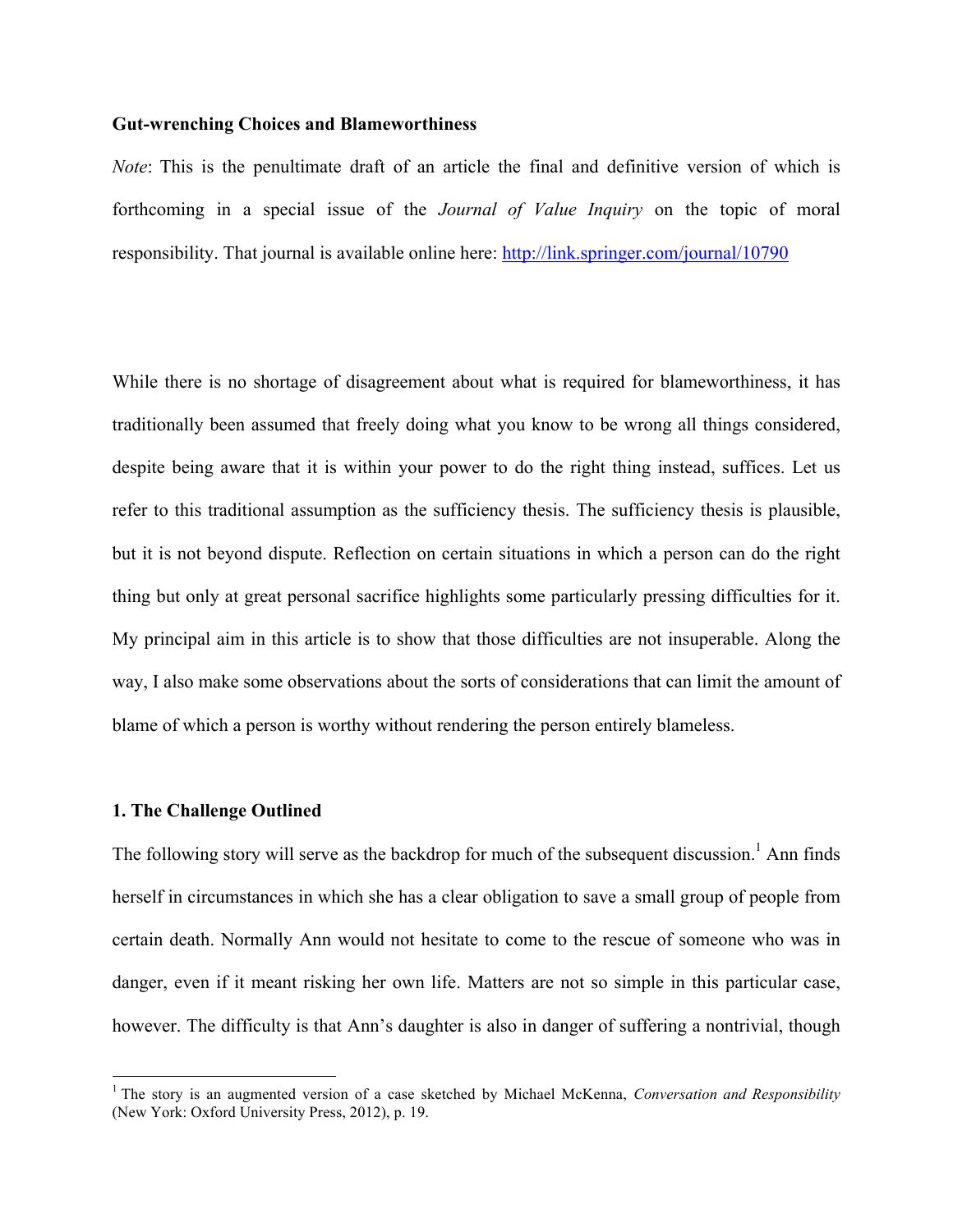**Gut-wrenching Choices and Blameworthiness**

*Note*: This is the penultimate draft of an article the final and definitive version of which is forthcoming in a special issue of the *Journal of Value Inquiry* on the topic of moral responsibility. That journal is available online here: http://link.springer.com/journal/10790

While there is no shortage of disagreement about what is required for blameworthiness, it has traditionally been assumed that freely doing what you know to be wrong all things considered, despite being aware that it is within your power to do the right thing instead, suffices. Let us refer to this traditional assumption as the sufficiency thesis. The sufficiency thesis is plausible, but it is not beyond dispute. Reflection on certain situations in which a person can do the right thing but only at great personal sacrifice highlights some particularly pressing difficulties for it. My principal aim in this article is to show that those difficulties are not insuperable. Along the way, I also make some observations about the sorts of considerations that can limit the amount of blame of which a person is worthy without rendering the person entirely blameless.

**1. The Challenge Outlined**

The following story will serve as the backdrop for much of the subsequent discussion.[1] Ann finds herself in circumstances in which she has a clear obligation to save a small group of people from certain death. Normally Ann would not hesitate to come to the rescue of someone who was in danger, even if it meant risking her own life. Matters are not so simple in this particular case, however. The difficulty is that Ann's daughter is also in danger of suffering a nontrivial, though

[1] The story is an augmented version of a case sketched by Michael McKenna, *Conversation and Responsibility* (New York: Oxford University Press, 2012), p. 19.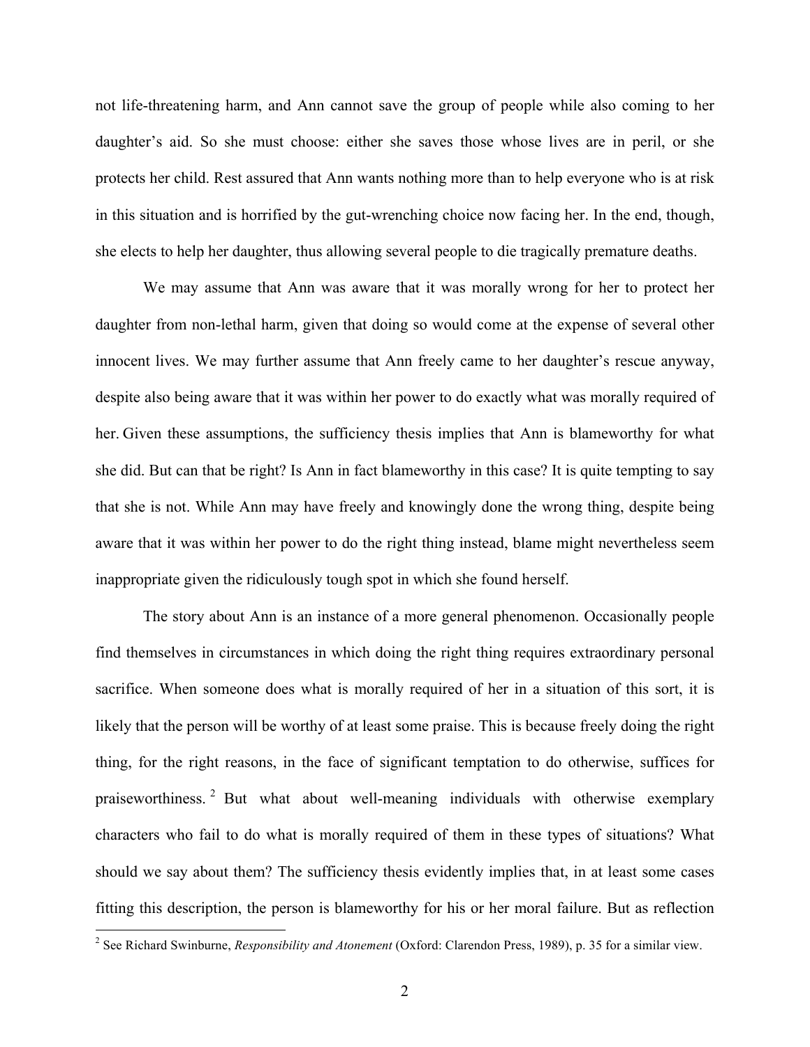not life-threatening harm, and Ann cannot save the group of people while also coming to her daughter's aid. So she must choose: either she saves those whose lives are in peril, or she protects her child. Rest assured that Ann wants nothing more than to help everyone who is at risk in this situation and is horrified by the gut-wrenching choice now facing her. In the end, though, she elects to help her daughter, thus allowing several people to die tragically premature deaths.

We may assume that Ann was aware that it was morally wrong for her to protect her daughter from non-lethal harm, given that doing so would come at the expense of several other innocent lives. We may further assume that Ann freely came to her daughter's rescue anyway, despite also being aware that it was within her power to do exactly what was morally required of her. Given these assumptions, the sufficiency thesis implies that Ann is blameworthy for what she did. But can that be right? Is Ann in fact blameworthy in this case? It is quite tempting to say that she is not. While Ann may have freely and knowingly done the wrong thing, despite being aware that it was within her power to do the right thing instead, blame might nevertheless seem inappropriate given the ridiculously tough spot in which she found herself.

The story about Ann is an instance of a more general phenomenon. Occasionally people find themselves in circumstances in which doing the right thing requires extraordinary personal sacrifice. When someone does what is morally required of her in a situation of this sort, it is likely that the person will be worthy of at least some praise. This is because freely doing the right thing, for the right reasons, in the face of significant temptation to do otherwise, suffices for praiseworthiness.[2] But what about well-meaning individuals with otherwise exemplary characters who fail to do what is morally required of them in these types of situations? What should we say about them? The sufficiency thesis evidently implies that, in at least some cases fitting this description, the person is blameworthy for his or her moral failure. But as reflection

[2] See Richard Swinburne, *Responsibility and Atonement* (Oxford: Clarendon Press, 1989), p. 35 for a similar view.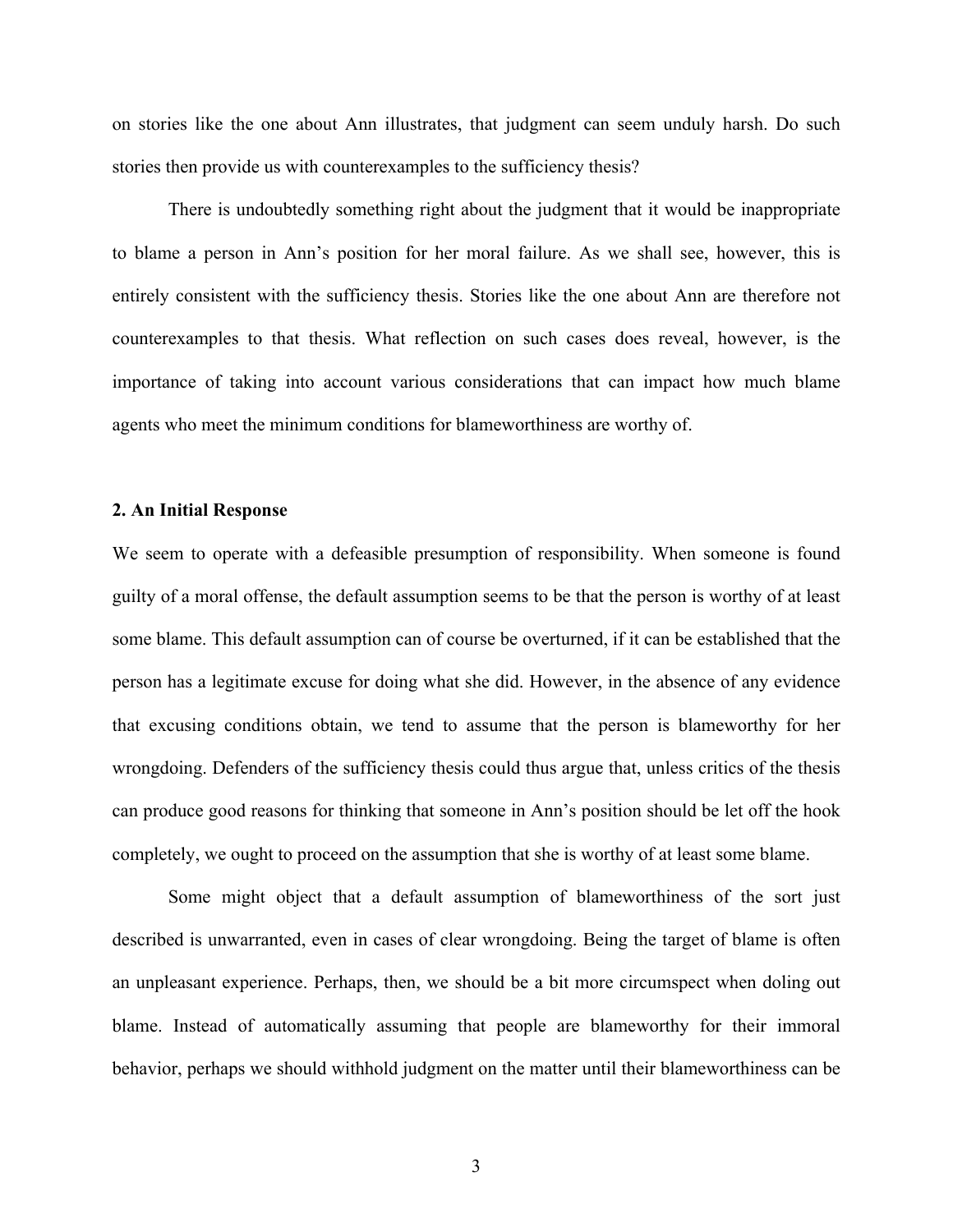on stories like the one about Ann illustrates, that judgment can seem unduly harsh. Do such stories then provide us with counterexamples to the sufficiency thesis?

There is undoubtedly something right about the judgment that it would be inappropriate to blame a person in Ann's position for her moral failure. As we shall see, however, this is entirely consistent with the sufficiency thesis. Stories like the one about Ann are therefore not counterexamples to that thesis. What reflection on such cases does reveal, however, is the importance of taking into account various considerations that can impact how much blame agents who meet the minimum conditions for blameworthiness are worthy of.

## 2. An Initial Response

We seem to operate with a defeasible presumption of responsibility. When someone is found guilty of a moral offense, the default assumption seems to be that the person is worthy of at least some blame. This default assumption can of course be overturned, if it can be established that the person has a legitimate excuse for doing what she did. However, in the absence of any evidence that excusing conditions obtain, we tend to assume that the person is blameworthy for her wrongdoing. Defenders of the sufficiency thesis could thus argue that, unless critics of the thesis can produce good reasons for thinking that someone in Ann's position should be let off the hook completely, we ought to proceed on the assumption that she is worthy of at least some blame.

Some might object that a default assumption of blameworthiness of the sort just described is unwarranted, even in cases of clear wrongdoing. Being the target of blame is often an unpleasant experience. Perhaps, then, we should be a bit more circumspect when doling out blame. Instead of automatically assuming that people are blameworthy for their immoral behavior, perhaps we should withhold judgment on the matter until their blameworthiness can be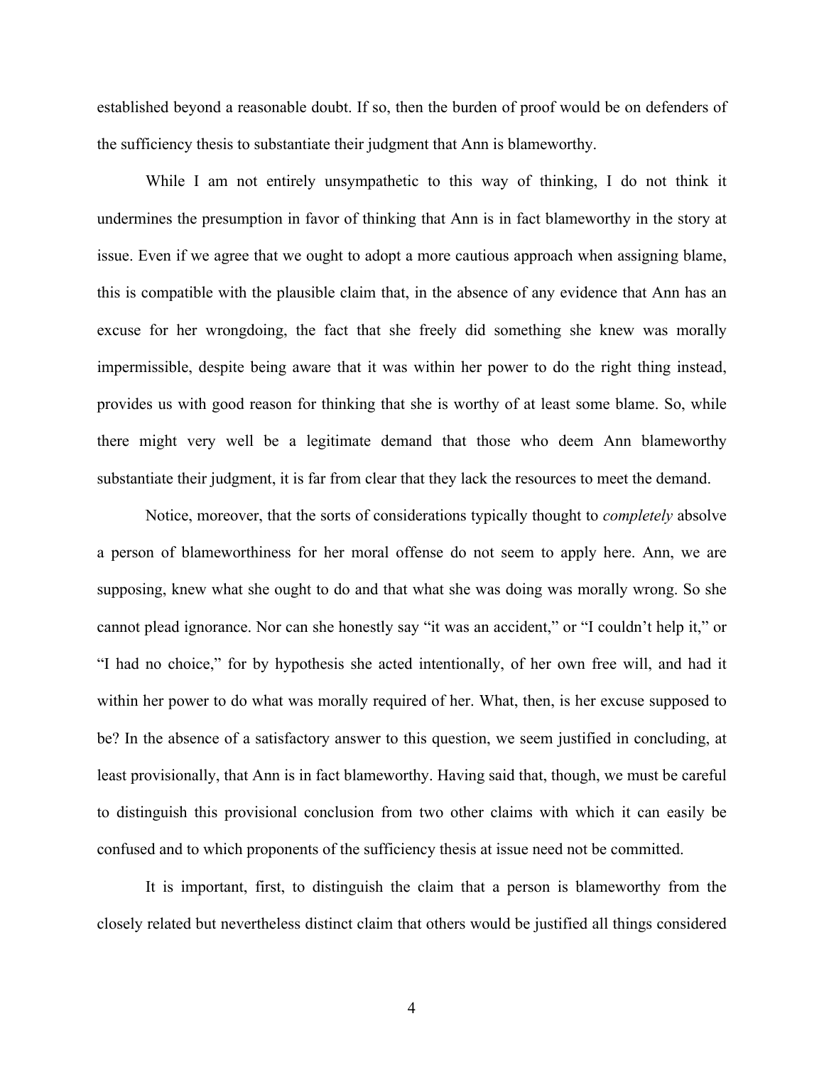established beyond a reasonable doubt. If so, then the burden of proof would be on defenders of the sufficiency thesis to substantiate their judgment that Ann is blameworthy.

While I am not entirely unsympathetic to this way of thinking, I do not think it undermines the presumption in favor of thinking that Ann is in fact blameworthy in the story at issue. Even if we agree that we ought to adopt a more cautious approach when assigning blame, this is compatible with the plausible claim that, in the absence of any evidence that Ann has an excuse for her wrongdoing, the fact that she freely did something she knew was morally impermissible, despite being aware that it was within her power to do the right thing instead, provides us with good reason for thinking that she is worthy of at least some blame. So, while there might very well be a legitimate demand that those who deem Ann blameworthy substantiate their judgment, it is far from clear that they lack the resources to meet the demand.

Notice, moreover, that the sorts of considerations typically thought to *completely* absolve a person of blameworthiness for her moral offense do not seem to apply here. Ann, we are supposing, knew what she ought to do and that what she was doing was morally wrong. So she cannot plead ignorance. Nor can she honestly say "it was an accident," or "I couldn't help it," or "I had no choice," for by hypothesis she acted intentionally, of her own free will, and had it within her power to do what was morally required of her. What, then, is her excuse supposed to be? In the absence of a satisfactory answer to this question, we seem justified in concluding, at least provisionally, that Ann is in fact blameworthy. Having said that, though, we must be careful to distinguish this provisional conclusion from two other claims with which it can easily be confused and to which proponents of the sufficiency thesis at issue need not be committed.

It is important, first, to distinguish the claim that a person is blameworthy from the closely related but nevertheless distinct claim that others would be justified all things considered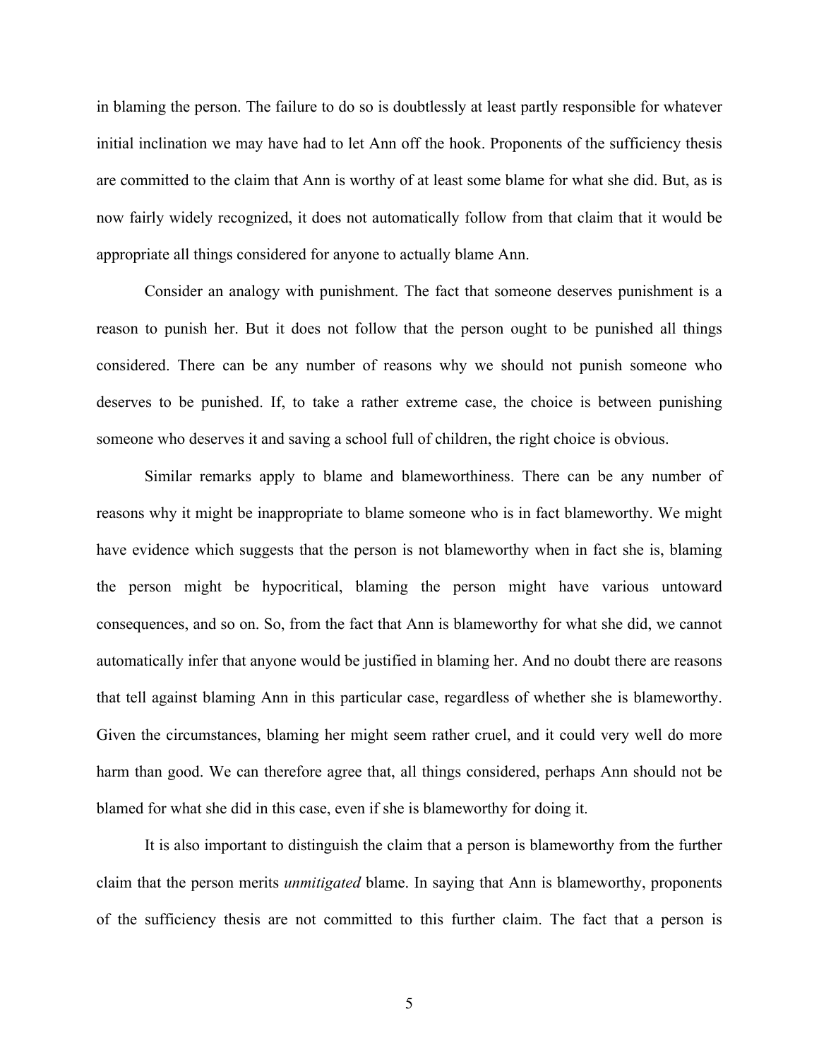in blaming the person. The failure to do so is doubtlessly at least partly responsible for whatever initial inclination we may have had to let Ann off the hook. Proponents of the sufficiency thesis are committed to the claim that Ann is worthy of at least some blame for what she did. But, as is now fairly widely recognized, it does not automatically follow from that claim that it would be appropriate all things considered for anyone to actually blame Ann.

Consider an analogy with punishment. The fact that someone deserves punishment is a reason to punish her. But it does not follow that the person ought to be punished all things considered. There can be any number of reasons why we should not punish someone who deserves to be punished. If, to take a rather extreme case, the choice is between punishing someone who deserves it and saving a school full of children, the right choice is obvious.

Similar remarks apply to blame and blameworthiness. There can be any number of reasons why it might be inappropriate to blame someone who is in fact blameworthy. We might have evidence which suggests that the person is not blameworthy when in fact she is, blaming the person might be hypocritical, blaming the person might have various untoward consequences, and so on. So, from the fact that Ann is blameworthy for what she did, we cannot automatically infer that anyone would be justified in blaming her. And no doubt there are reasons that tell against blaming Ann in this particular case, regardless of whether she is blameworthy. Given the circumstances, blaming her might seem rather cruel, and it could very well do more harm than good. We can therefore agree that, all things considered, perhaps Ann should not be blamed for what she did in this case, even if she is blameworthy for doing it.

It is also important to distinguish the claim that a person is blameworthy from the further claim that the person merits *unmitigated* blame. In saying that Ann is blameworthy, proponents of the sufficiency thesis are not committed to this further claim. The fact that a person is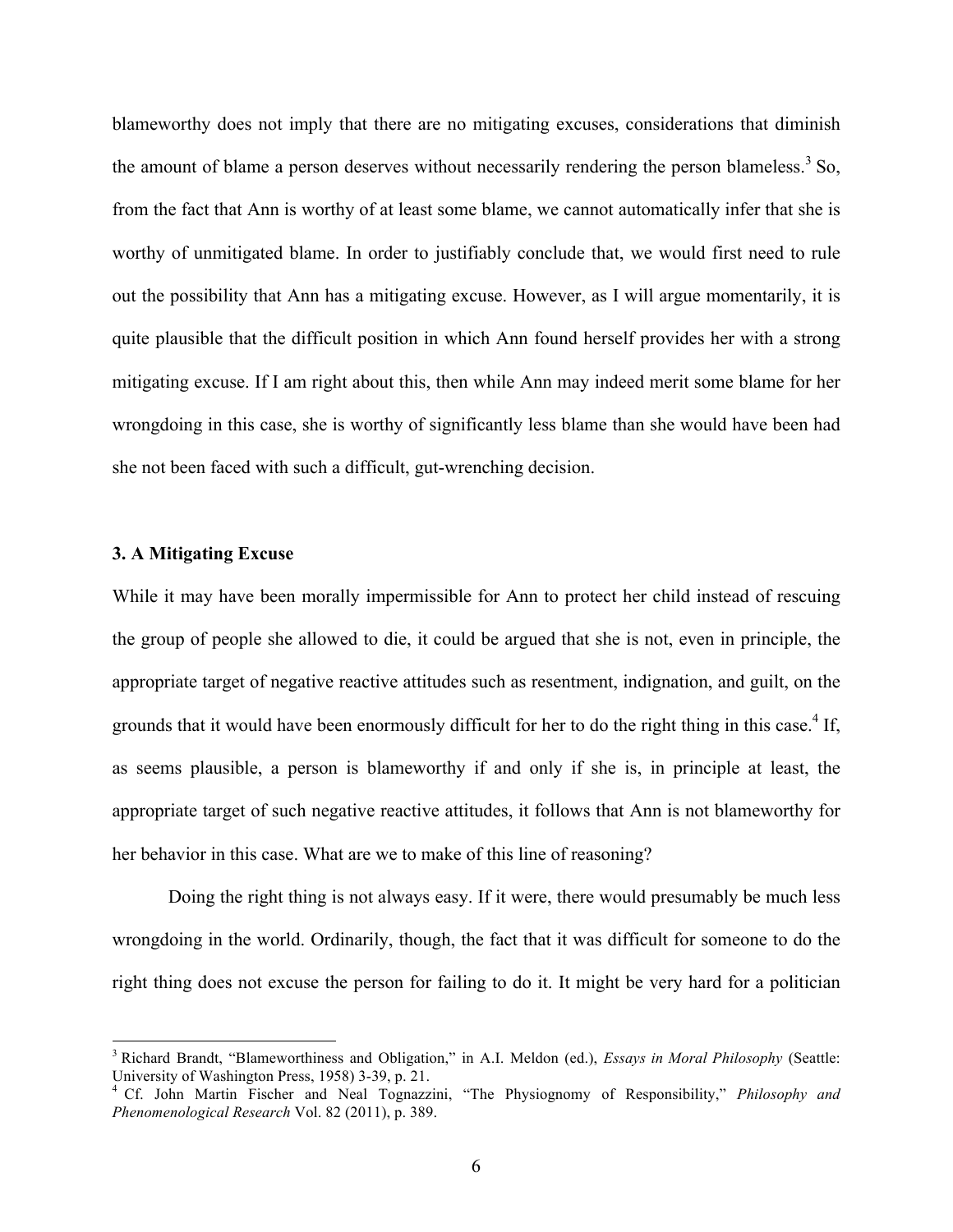blameworthy does not imply that there are no mitigating excuses, considerations that diminish the amount of blame a person deserves without necessarily rendering the person blameless.[3] So, from the fact that Ann is worthy of at least some blame, we cannot automatically infer that she is worthy of unmitigated blame. In order to justifiably conclude that, we would first need to rule out the possibility that Ann has a mitigating excuse. However, as I will argue momentarily, it is quite plausible that the difficult position in which Ann found herself provides her with a strong mitigating excuse. If I am right about this, then while Ann may indeed merit some blame for her wrongdoing in this case, she is worthy of significantly less blame than she would have been had she not been faced with such a difficult, gut-wrenching decision.

### 3. A Mitigating Excuse

While it may have been morally impermissible for Ann to protect her child instead of rescuing the group of people she allowed to die, it could be argued that she is not, even in principle, the appropriate target of negative reactive attitudes such as resentment, indignation, and guilt, on the grounds that it would have been enormously difficult for her to do the right thing in this case.[4] If, as seems plausible, a person is blameworthy if and only if she is, in principle at least, the appropriate target of such negative reactive attitudes, it follows that Ann is not blameworthy for her behavior in this case. What are we to make of this line of reasoning?

Doing the right thing is not always easy. If it were, there would presumably be much less wrongdoing in the world. Ordinarily, though, the fact that it was difficult for someone to do the right thing does not excuse the person for failing to do it. It might be very hard for a politician

---

[3] Richard Brandt, "Blameworthiness and Obligation," in A.I. Meldon (ed.), *Essays in Moral Philosophy* (Seattle: University of Washington Press, 1958) 3-39, p. 21.

[4] Cf. John Martin Fischer and Neal Tognazzini, "The Physiognomy of Responsibility," *Philosophy and Phenomenological Research* Vol. 82 (2011), p. 389.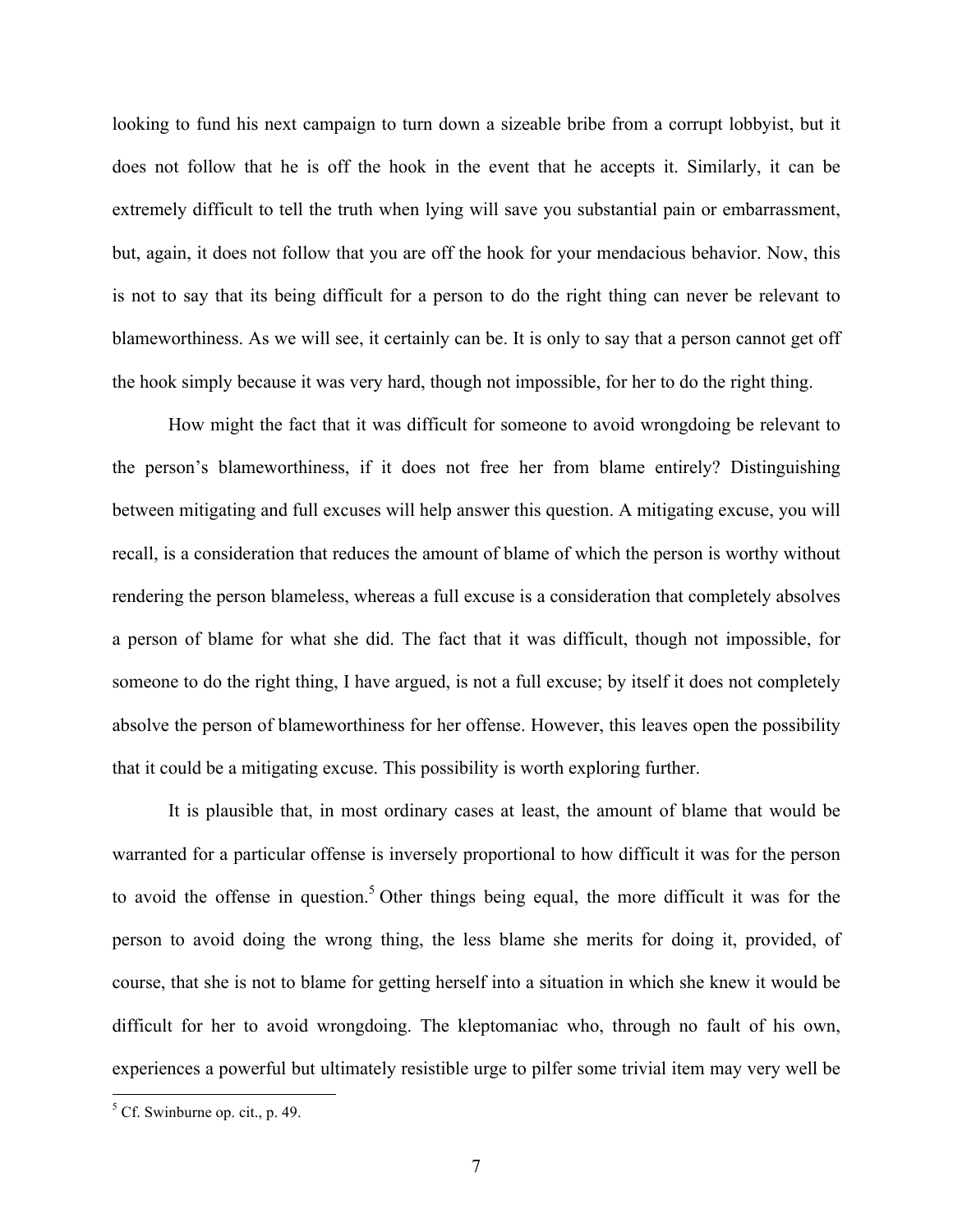looking to fund his next campaign to turn down a sizeable bribe from a corrupt lobbyist, but it does not follow that he is off the hook in the event that he accepts it. Similarly, it can be extremely difficult to tell the truth when lying will save you substantial pain or embarrassment, but, again, it does not follow that you are off the hook for your mendacious behavior. Now, this is not to say that its being difficult for a person to do the right thing can never be relevant to blameworthiness. As we will see, it certainly can be. It is only to say that a person cannot get off the hook simply because it was very hard, though not impossible, for her to do the right thing.

How might the fact that it was difficult for someone to avoid wrongdoing be relevant to the person's blameworthiness, if it does not free her from blame entirely? Distinguishing between mitigating and full excuses will help answer this question. A mitigating excuse, you will recall, is a consideration that reduces the amount of blame of which the person is worthy without rendering the person blameless, whereas a full excuse is a consideration that completely absolves a person of blame for what she did. The fact that it was difficult, though not impossible, for someone to do the right thing, I have argued, is not a full excuse; by itself it does not completely absolve the person of blameworthiness for her offense. However, this leaves open the possibility that it could be a mitigating excuse. This possibility is worth exploring further.

It is plausible that, in most ordinary cases at least, the amount of blame that would be warranted for a particular offense is inversely proportional to how difficult it was for the person to avoid the offense in question.[5] Other things being equal, the more difficult it was for the person to avoid doing the wrong thing, the less blame she merits for doing it, provided, of course, that she is not to blame for getting herself into a situation in which she knew it would be difficult for her to avoid wrongdoing. The kleptomaniac who, through no fault of his own, experiences a powerful but ultimately resistible urge to pilfer some trivial item may very well be

[5] Cf. Swinburne op. cit., p. 49.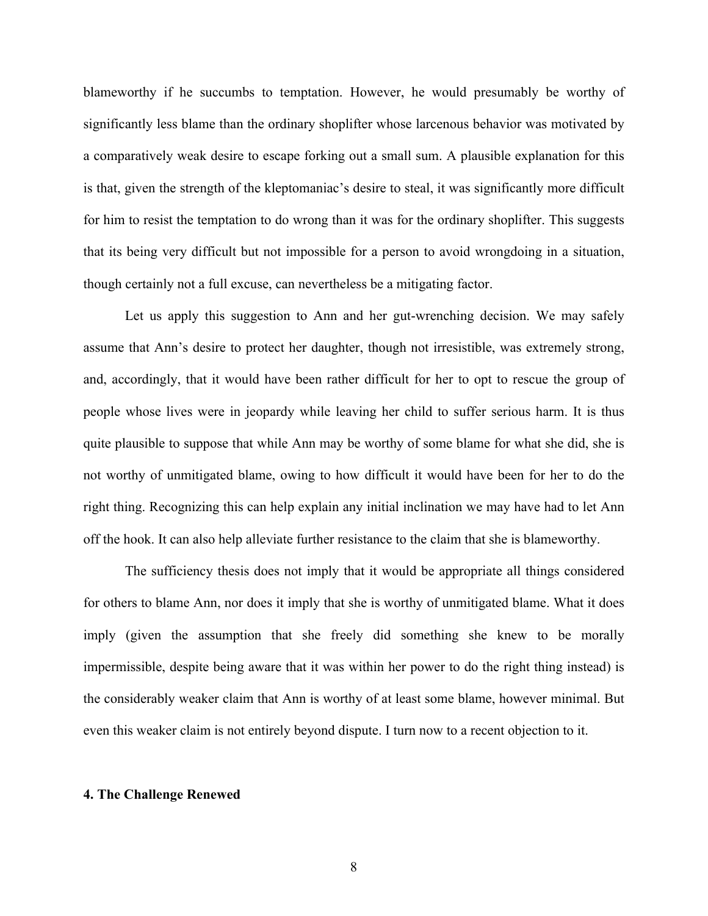blameworthy if he succumbs to temptation. However, he would presumably be worthy of significantly less blame than the ordinary shoplifter whose larcenous behavior was motivated by a comparatively weak desire to escape forking out a small sum. A plausible explanation for this is that, given the strength of the kleptomaniac's desire to steal, it was significantly more difficult for him to resist the temptation to do wrong than it was for the ordinary shoplifter. This suggests that its being very difficult but not impossible for a person to avoid wrongdoing in a situation, though certainly not a full excuse, can nevertheless be a mitigating factor.

Let us apply this suggestion to Ann and her gut-wrenching decision. We may safely assume that Ann's desire to protect her daughter, though not irresistible, was extremely strong, and, accordingly, that it would have been rather difficult for her to opt to rescue the group of people whose lives were in jeopardy while leaving her child to suffer serious harm. It is thus quite plausible to suppose that while Ann may be worthy of some blame for what she did, she is not worthy of unmitigated blame, owing to how difficult it would have been for her to do the right thing. Recognizing this can help explain any initial inclination we may have had to let Ann off the hook. It can also help alleviate further resistance to the claim that she is blameworthy.

The sufficiency thesis does not imply that it would be appropriate all things considered for others to blame Ann, nor does it imply that she is worthy of unmitigated blame. What it does imply (given the assumption that she freely did something she knew to be morally impermissible, despite being aware that it was within her power to do the right thing instead) is the considerably weaker claim that Ann is worthy of at least some blame, however minimal. But even this weaker claim is not entirely beyond dispute. I turn now to a recent objection to it.

## 4. The Challenge Renewed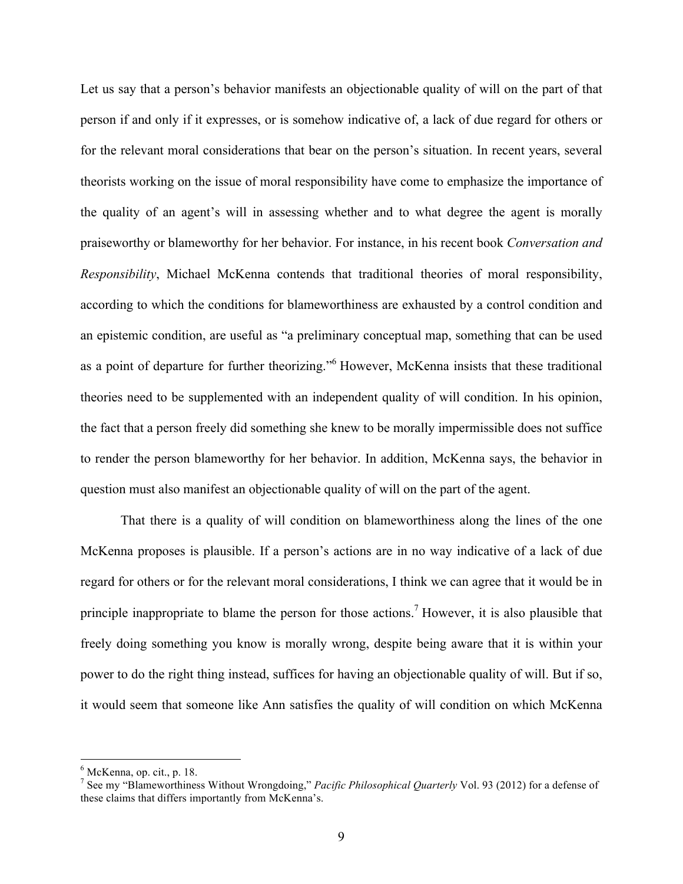Let us say that a person's behavior manifests an objectionable quality of will on the part of that person if and only if it expresses, or is somehow indicative of, a lack of due regard for others or for the relevant moral considerations that bear on the person's situation. In recent years, several theorists working on the issue of moral responsibility have come to emphasize the importance of the quality of an agent's will in assessing whether and to what degree the agent is morally praiseworthy or blameworthy for her behavior. For instance, in his recent book *Conversation and Responsibility*, Michael McKenna contends that traditional theories of moral responsibility, according to which the conditions for blameworthiness are exhausted by a control condition and an epistemic condition, are useful as "a preliminary conceptual map, something that can be used as a point of departure for further theorizing."[6] However, McKenna insists that these traditional theories need to be supplemented with an independent quality of will condition. In his opinion, the fact that a person freely did something she knew to be morally impermissible does not suffice to render the person blameworthy for her behavior. In addition, McKenna says, the behavior in question must also manifest an objectionable quality of will on the part of the agent.

That there is a quality of will condition on blameworthiness along the lines of the one McKenna proposes is plausible. If a person's actions are in no way indicative of a lack of due regard for others or for the relevant moral considerations, I think we can agree that it would be in principle inappropriate to blame the person for those actions.[7] However, it is also plausible that freely doing something you know is morally wrong, despite being aware that it is within your power to do the right thing instead, suffices for having an objectionable quality of will. But if so, it would seem that someone like Ann satisfies the quality of will condition on which McKenna

[6] McKenna, op. cit., p. 18.

[7] See my "Blameworthiness Without Wrongdoing," *Pacific Philosophical Quarterly* Vol. 93 (2012) for a defense of these claims that differs importantly from McKenna's.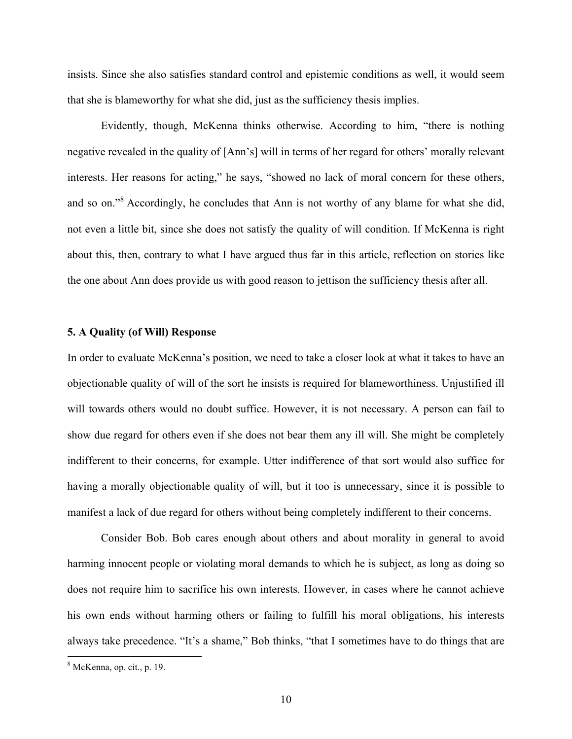insists. Since she also satisfies standard control and epistemic conditions as well, it would seem that she is blameworthy for what she did, just as the sufficiency thesis implies.

Evidently, though, McKenna thinks otherwise. According to him, "there is nothing negative revealed in the quality of [Ann's] will in terms of her regard for others' morally relevant interests. Her reasons for acting," he says, "showed no lack of moral concern for these others, and so on."[8] Accordingly, he concludes that Ann is not worthy of any blame for what she did, not even a little bit, since she does not satisfy the quality of will condition. If McKenna is right about this, then, contrary to what I have argued thus far in this article, reflection on stories like the one about Ann does provide us with good reason to jettison the sufficiency thesis after all.

## 5. A Quality (of Will) Response

In order to evaluate McKenna's position, we need to take a closer look at what it takes to have an objectionable quality of will of the sort he insists is required for blameworthiness. Unjustified ill will towards others would no doubt suffice. However, it is not necessary. A person can fail to show due regard for others even if she does not bear them any ill will. She might be completely indifferent to their concerns, for example. Utter indifference of that sort would also suffice for having a morally objectionable quality of will, but it too is unnecessary, since it is possible to manifest a lack of due regard for others without being completely indifferent to their concerns.

Consider Bob. Bob cares enough about others and about morality in general to avoid harming innocent people or violating moral demands to which he is subject, as long as doing so does not require him to sacrifice his own interests. However, in cases where he cannot achieve his own ends without harming others or failing to fulfill his moral obligations, his interests always take precedence. "It's a shame," Bob thinks, "that I sometimes have to do things that are

---

[8] McKenna, op. cit., p. 19.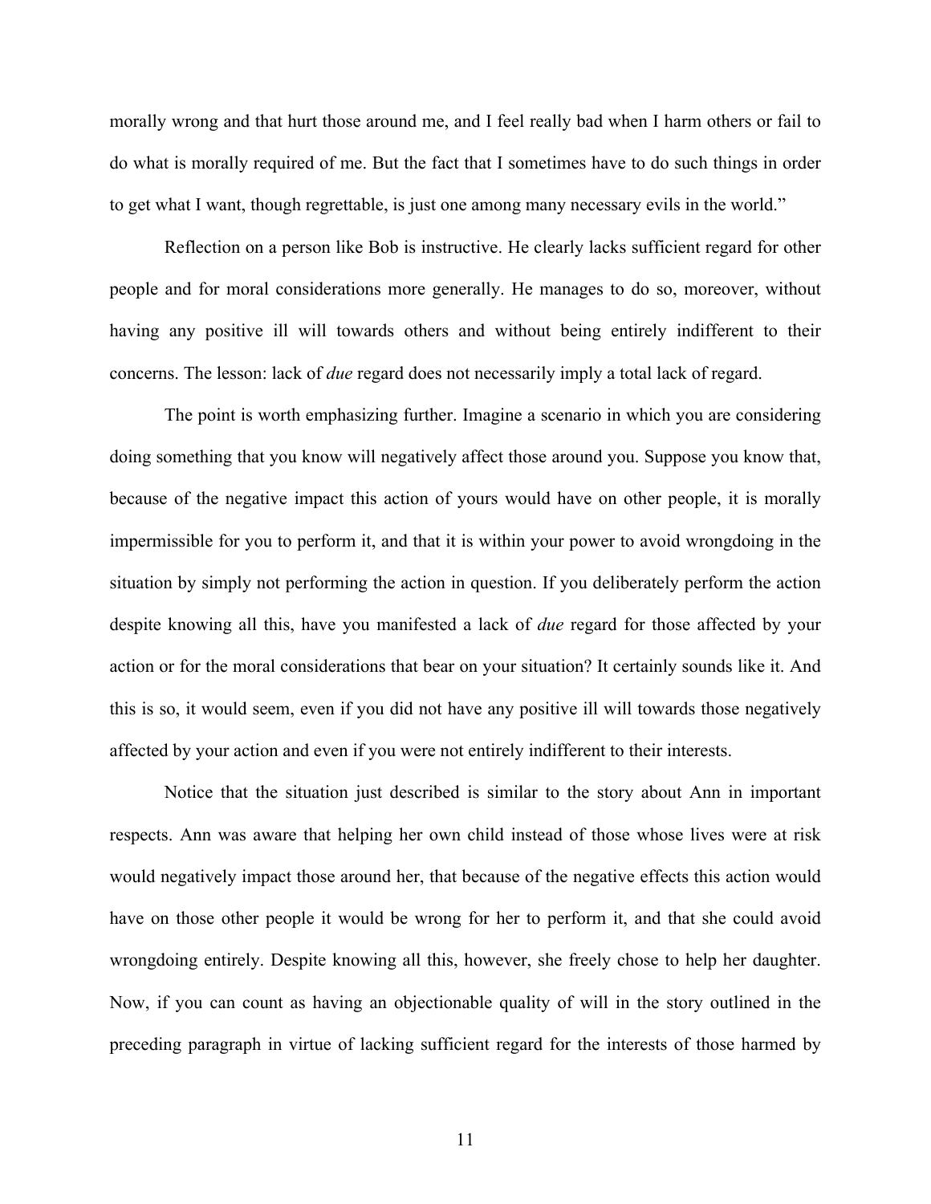morally wrong and that hurt those around me, and I feel really bad when I harm others or fail to do what is morally required of me. But the fact that I sometimes have to do such things in order to get what I want, though regrettable, is just one among many necessary evils in the world."

Reflection on a person like Bob is instructive. He clearly lacks sufficient regard for other people and for moral considerations more generally. He manages to do so, moreover, without having any positive ill will towards others and without being entirely indifferent to their concerns. The lesson: lack of *due* regard does not necessarily imply a total lack of regard.

The point is worth emphasizing further. Imagine a scenario in which you are considering doing something that you know will negatively affect those around you. Suppose you know that, because of the negative impact this action of yours would have on other people, it is morally impermissible for you to perform it, and that it is within your power to avoid wrongdoing in the situation by simply not performing the action in question. If you deliberately perform the action despite knowing all this, have you manifested a lack of *due* regard for those affected by your action or for the moral considerations that bear on your situation? It certainly sounds like it. And this is so, it would seem, even if you did not have any positive ill will towards those negatively affected by your action and even if you were not entirely indifferent to their interests.

Notice that the situation just described is similar to the story about Ann in important respects. Ann was aware that helping her own child instead of those whose lives were at risk would negatively impact those around her, that because of the negative effects this action would have on those other people it would be wrong for her to perform it, and that she could avoid wrongdoing entirely. Despite knowing all this, however, she freely chose to help her daughter. Now, if you can count as having an objectionable quality of will in the story outlined in the preceding paragraph in virtue of lacking sufficient regard for the interests of those harmed by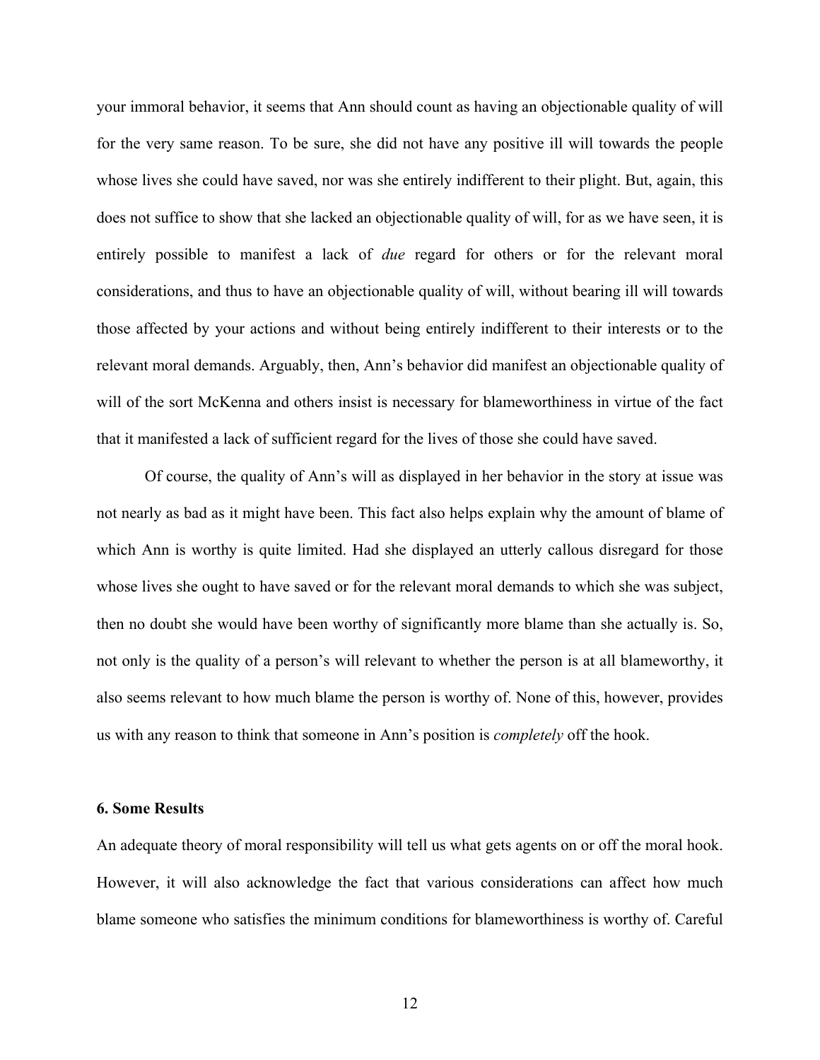your immoral behavior, it seems that Ann should count as having an objectionable quality of will for the very same reason. To be sure, she did not have any positive ill will towards the people whose lives she could have saved, nor was she entirely indifferent to their plight. But, again, this does not suffice to show that she lacked an objectionable quality of will, for as we have seen, it is entirely possible to manifest a lack of *due* regard for others or for the relevant moral considerations, and thus to have an objectionable quality of will, without bearing ill will towards those affected by your actions and without being entirely indifferent to their interests or to the relevant moral demands. Arguably, then, Ann's behavior did manifest an objectionable quality of will of the sort McKenna and others insist is necessary for blameworthiness in virtue of the fact that it manifested a lack of sufficient regard for the lives of those she could have saved.

Of course, the quality of Ann's will as displayed in her behavior in the story at issue was not nearly as bad as it might have been. This fact also helps explain why the amount of blame of which Ann is worthy is quite limited. Had she displayed an utterly callous disregard for those whose lives she ought to have saved or for the relevant moral demands to which she was subject, then no doubt she would have been worthy of significantly more blame than she actually is. So, not only is the quality of a person's will relevant to whether the person is at all blameworthy, it also seems relevant to how much blame the person is worthy of. None of this, however, provides us with any reason to think that someone in Ann's position is *completely* off the hook.

### 6. Some Results

An adequate theory of moral responsibility will tell us what gets agents on or off the moral hook. However, it will also acknowledge the fact that various considerations can affect how much blame someone who satisfies the minimum conditions for blameworthiness is worthy of. Careful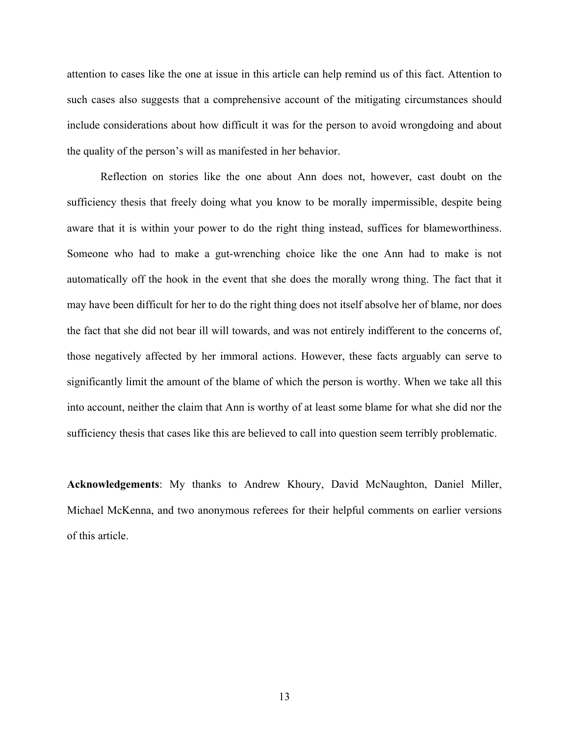attention to cases like the one at issue in this article can help remind us of this fact. Attention to such cases also suggests that a comprehensive account of the mitigating circumstances should include considerations about how difficult it was for the person to avoid wrongdoing and about the quality of the person's will as manifested in her behavior.

Reflection on stories like the one about Ann does not, however, cast doubt on the sufficiency thesis that freely doing what you know to be morally impermissible, despite being aware that it is within your power to do the right thing instead, suffices for blameworthiness. Someone who had to make a gut-wrenching choice like the one Ann had to make is not automatically off the hook in the event that she does the morally wrong thing. The fact that it may have been difficult for her to do the right thing does not itself absolve her of blame, nor does the fact that she did not bear ill will towards, and was not entirely indifferent to the concerns of, those negatively affected by her immoral actions. However, these facts arguably can serve to significantly limit the amount of the blame of which the person is worthy. When we take all this into account, neither the claim that Ann is worthy of at least some blame for what she did nor the sufficiency thesis that cases like this are believed to call into question seem terribly problematic.

**Acknowledgements**: My thanks to Andrew Khoury, David McNaughton, Daniel Miller, Michael McKenna, and two anonymous referees for their helpful comments on earlier versions of this article.